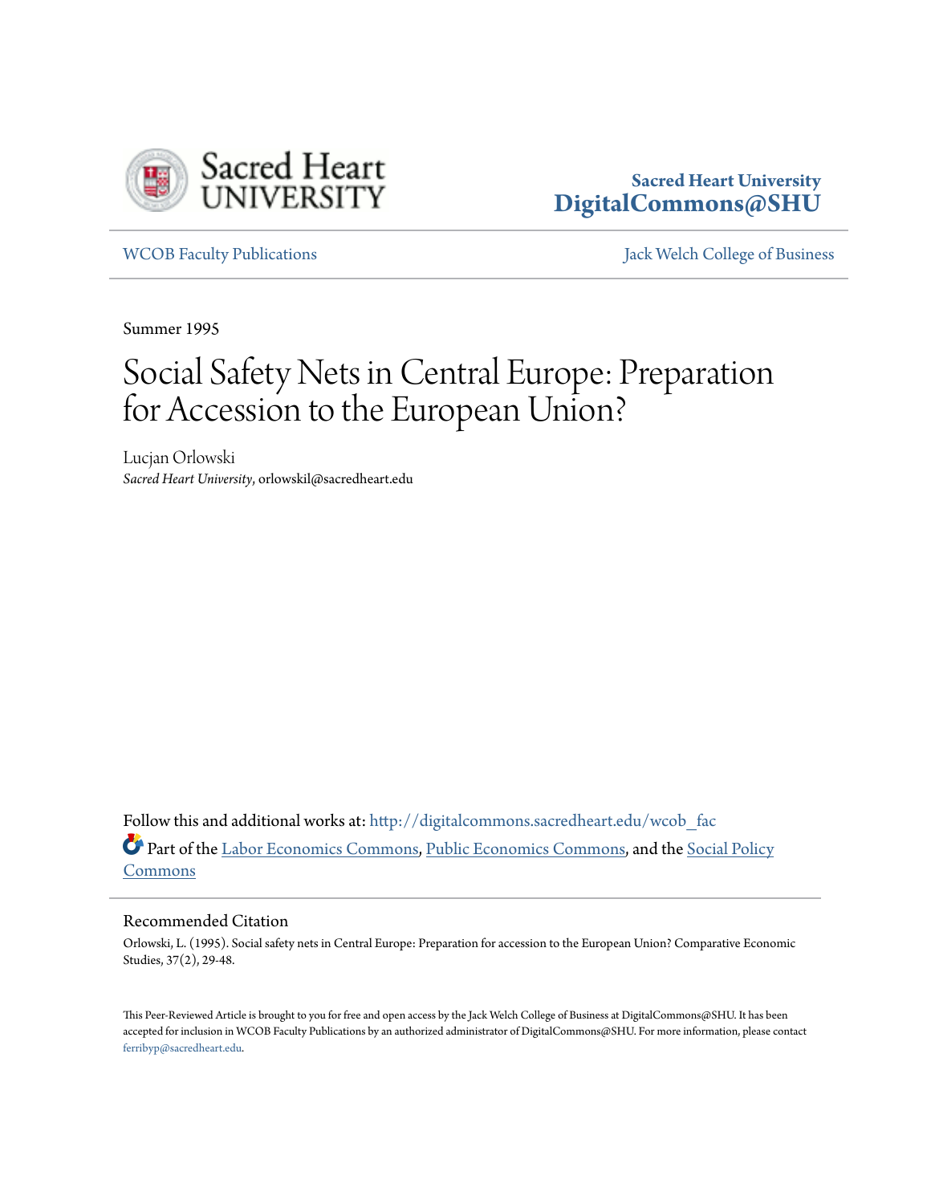Sacred Heart University
**DigitalCommons@SHU**

WCOB Faculty Publications

Jack Welch College of Business

Summer 1995

# Social Safety Nets in Central Europe: Preparation for Accession to the European Union?

Lucjan Orlowski
*Sacred Heart University*, orlowskil@sacredheart.edu

Follow this and additional works at: http://digitalcommons.sacredheart.edu/wcob_fac

Part of the Labor Economics Commons, Public Economics Commons, and the Social Policy Commons

## Recommended Citation

Orlowski, L. (1995). Social safety nets in Central Europe: Preparation for accession to the European Union? Comparative Economic Studies, 37(2), 29-48.

This Peer-Reviewed Article is brought to you for free and open access by the Jack Welch College of Business at DigitalCommons@SHU. It has been accepted for inclusion in WCOB Faculty Publications by an authorized administrator of DigitalCommons@SHU. For more information, please contact ferribyp@sacredheart.edu.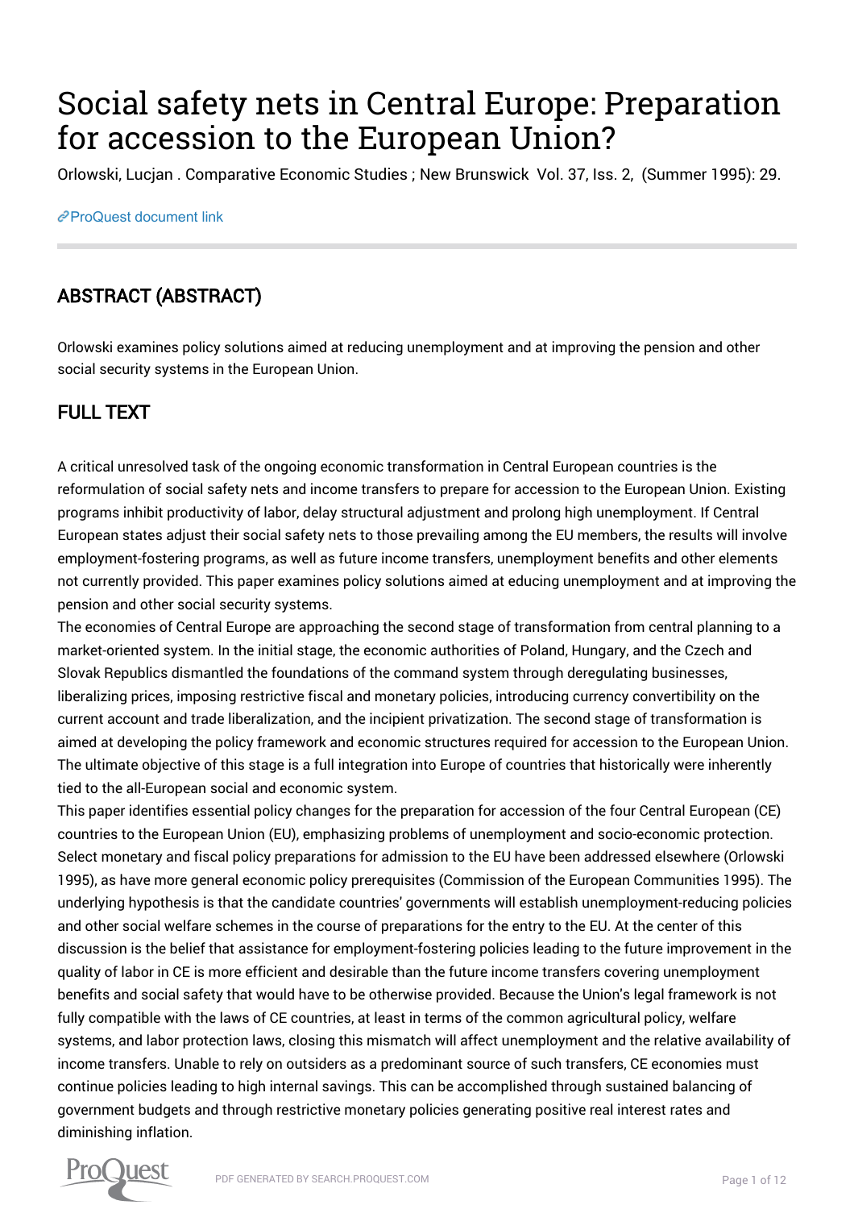# Social safety nets in Central Europe: Preparation for accession to the European Union?

Orlowski, Lucjan . Comparative Economic Studies ; New Brunswick Vol. 37, Iss. 2, (Summer 1995): 29.

ProQuest document link

## ABSTRACT (ABSTRACT)

Orlowski examines policy solutions aimed at reducing unemployment and at improving the pension and other social security systems in the European Union.

## FULL TEXT

A critical unresolved task of the ongoing economic transformation in Central European countries is the reformulation of social safety nets and income transfers to prepare for accession to the European Union. Existing programs inhibit productivity of labor, delay structural adjustment and prolong high unemployment. If Central European states adjust their social safety nets to those prevailing among the EU members, the results will involve employment-fostering programs, as well as future income transfers, unemployment benefits and other elements not currently provided. This paper examines policy solutions aimed at educing unemployment and at improving the pension and other social security systems.

The economies of Central Europe are approaching the second stage of transformation from central planning to a market-oriented system. In the initial stage, the economic authorities of Poland, Hungary, and the Czech and Slovak Republics dismantled the foundations of the command system through deregulating businesses, liberalizing prices, imposing restrictive fiscal and monetary policies, introducing currency convertibility on the current account and trade liberalization, and the incipient privatization. The second stage of transformation is aimed at developing the policy framework and economic structures required for accession to the European Union. The ultimate objective of this stage is a full integration into Europe of countries that historically were inherently tied to the all-European social and economic system.

This paper identifies essential policy changes for the preparation for accession of the four Central European (CE) countries to the European Union (EU), emphasizing problems of unemployment and socio-economic protection. Select monetary and fiscal policy preparations for admission to the EU have been addressed elsewhere (Orlowski 1995), as have more general economic policy prerequisites (Commission of the European Communities 1995). The underlying hypothesis is that the candidate countries' governments will establish unemployment-reducing policies and other social welfare schemes in the course of preparations for the entry to the EU. At the center of this discussion is the belief that assistance for employment-fostering policies leading to the future improvement in the quality of labor in CE is more efficient and desirable than the future income transfers covering unemployment benefits and social safety that would have to be otherwise provided. Because the Union's legal framework is not fully compatible with the laws of CE countries, at least in terms of the common agricultural policy, welfare systems, and labor protection laws, closing this mismatch will affect unemployment and the relative availability of income transfers. Unable to rely on outsiders as a predominant source of such transfers, CE economies must continue policies leading to high internal savings. This can be accomplished through sustained balancing of government budgets and through restrictive monetary policies generating positive real interest rates and diminishing inflation.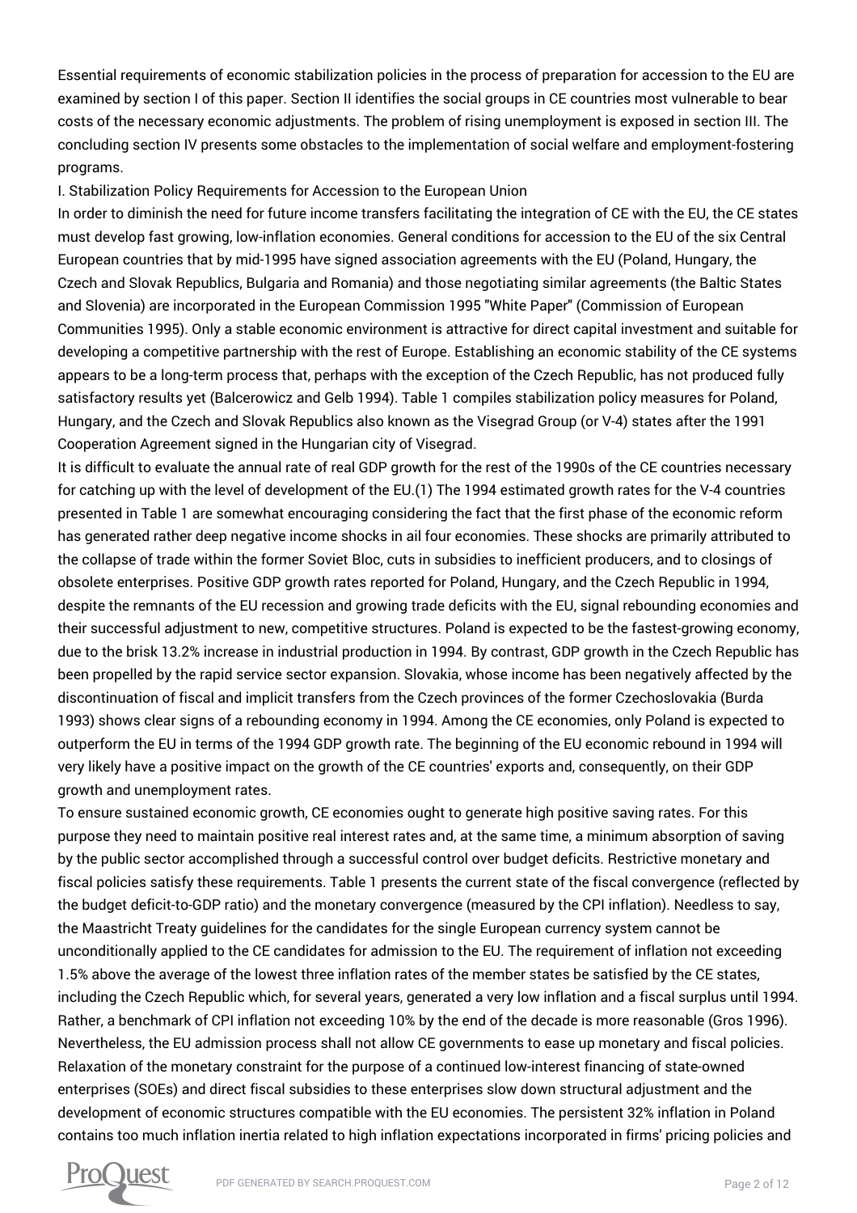Essential requirements of economic stabilization policies in the process of preparation for accession to the EU are examined by section I of this paper. Section II identifies the social groups in CE countries most vulnerable to bear costs of the necessary economic adjustments. The problem of rising unemployment is exposed in section III. The concluding section IV presents some obstacles to the implementation of social welfare and employment-fostering programs.

## I. Stabilization Policy Requirements for Accession to the European Union

In order to diminish the need for future income transfers facilitating the integration of CE with the EU, the CE states must develop fast growing, low-inflation economies. General conditions for accession to the EU of the six Central European countries that by mid-1995 have signed association agreements with the EU (Poland, Hungary, the Czech and Slovak Republics, Bulgaria and Romania) and those negotiating similar agreements (the Baltic States and Slovenia) are incorporated in the European Commission 1995 "White Paper" (Commission of European Communities 1995). Only a stable economic environment is attractive for direct capital investment and suitable for developing a competitive partnership with the rest of Europe. Establishing an economic stability of the CE systems appears to be a long-term process that, perhaps with the exception of the Czech Republic, has not produced fully satisfactory results yet (Balcerowicz and Gelb 1994). Table 1 compiles stabilization policy measures for Poland, Hungary, and the Czech and Slovak Republics also known as the Visegrad Group (or V-4) states after the 1991 Cooperation Agreement signed in the Hungarian city of Visegrad.

It is difficult to evaluate the annual rate of real GDP growth for the rest of the 1990s of the CE countries necessary for catching up with the level of development of the EU.(1) The 1994 estimated growth rates for the V-4 countries presented in Table 1 are somewhat encouraging considering the fact that the first phase of the economic reform has generated rather deep negative income shocks in ail four economies. These shocks are primarily attributed to the collapse of trade within the former Soviet Bloc, cuts in subsidies to inefficient producers, and to closings of obsolete enterprises. Positive GDP growth rates reported for Poland, Hungary, and the Czech Republic in 1994, despite the remnants of the EU recession and growing trade deficits with the EU, signal rebounding economies and their successful adjustment to new, competitive structures. Poland is expected to be the fastest-growing economy, due to the brisk 13.2% increase in industrial production in 1994. By contrast, GDP growth in the Czech Republic has been propelled by the rapid service sector expansion. Slovakia, whose income has been negatively affected by the discontinuation of fiscal and implicit transfers from the Czech provinces of the former Czechoslovakia (Burda 1993) shows clear signs of a rebounding economy in 1994. Among the CE economies, only Poland is expected to outperform the EU in terms of the 1994 GDP growth rate. The beginning of the EU economic rebound in 1994 will very likely have a positive impact on the growth of the CE countries' exports and, consequently, on their GDP growth and unemployment rates.

To ensure sustained economic growth, CE economies ought to generate high positive saving rates. For this purpose they need to maintain positive real interest rates and, at the same time, a minimum absorption of saving by the public sector accomplished through a successful control over budget deficits. Restrictive monetary and fiscal policies satisfy these requirements. Table 1 presents the current state of the fiscal convergence (reflected by the budget deficit-to-GDP ratio) and the monetary convergence (measured by the CPI inflation). Needless to say, the Maastricht Treaty guidelines for the candidates for the single European currency system cannot be unconditionally applied to the CE candidates for admission to the EU. The requirement of inflation not exceeding 1.5% above the average of the lowest three inflation rates of the member states be satisfied by the CE states, including the Czech Republic which, for several years, generated a very low inflation and a fiscal surplus until 1994. Rather, a benchmark of CPI inflation not exceeding 10% by the end of the decade is more reasonable (Gros 1996). Nevertheless, the EU admission process shall not allow CE governments to ease up monetary and fiscal policies. Relaxation of the monetary constraint for the purpose of a continued low-interest financing of state-owned enterprises (SOEs) and direct fiscal subsidies to these enterprises slow down structural adjustment and the development of economic structures compatible with the EU economies. The persistent 32% inflation in Poland contains too much inflation inertia related to high inflation expectations incorporated in firms' pricing policies and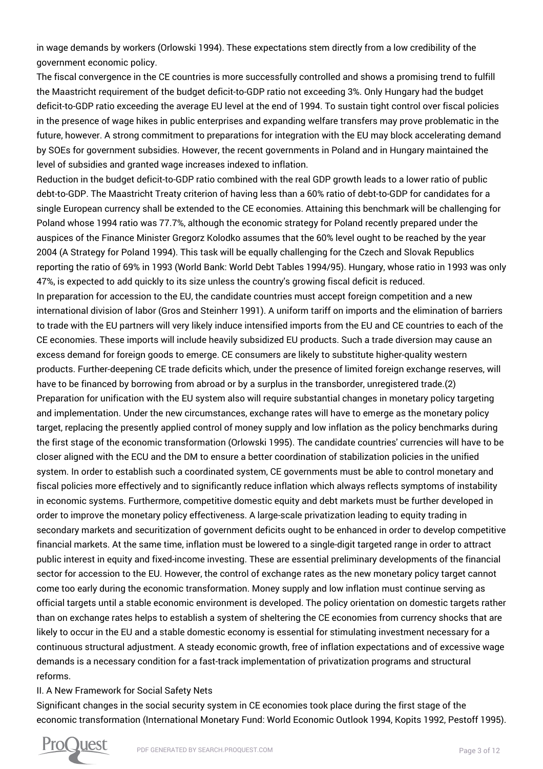in wage demands by workers (Orlowski 1994). These expectations stem directly from a low credibility of the government economic policy.

The fiscal convergence in the CE countries is more successfully controlled and shows a promising trend to fulfill the Maastricht requirement of the budget deficit-to-GDP ratio not exceeding 3%. Only Hungary had the budget deficit-to-GDP ratio exceeding the average EU level at the end of 1994. To sustain tight control over fiscal policies in the presence of wage hikes in public enterprises and expanding welfare transfers may prove problematic in the future, however. A strong commitment to preparations for integration with the EU may block accelerating demand by SOEs for government subsidies. However, the recent governments in Poland and in Hungary maintained the level of subsidies and granted wage increases indexed to inflation.

Reduction in the budget deficit-to-GDP ratio combined with the real GDP growth leads to a lower ratio of public debt-to-GDP. The Maastricht Treaty criterion of having less than a 60% ratio of debt-to-GDP for candidates for a single European currency shall be extended to the CE economies. Attaining this benchmark will be challenging for Poland whose 1994 ratio was 77.7%, although the economic strategy for Poland recently prepared under the auspices of the Finance Minister Gregorz Kolodko assumes that the 60% level ought to be reached by the year 2004 (A Strategy for Poland 1994). This task will be equally challenging for the Czech and Slovak Republics reporting the ratio of 69% in 1993 (World Bank: World Debt Tables 1994/95). Hungary, whose ratio in 1993 was only 47%, is expected to add quickly to its size unless the country's growing fiscal deficit is reduced.

In preparation for accession to the EU, the candidate countries must accept foreign competition and a new international division of labor (Gros and Steinherr 1991). A uniform tariff on imports and the elimination of barriers to trade with the EU partners will very likely induce intensified imports from the EU and CE countries to each of the CE economies. These imports will include heavily subsidized EU products. Such a trade diversion may cause an excess demand for foreign goods to emerge. CE consumers are likely to substitute higher-quality western products. Further-deepening CE trade deficits which, under the presence of limited foreign exchange reserves, will have to be financed by borrowing from abroad or by a surplus in the transborder, unregistered trade.(2)

Preparation for unification with the EU system also will require substantial changes in monetary policy targeting and implementation. Under the new circumstances, exchange rates will have to emerge as the monetary policy target, replacing the presently applied control of money supply and low inflation as the policy benchmarks during the first stage of the economic transformation (Orlowski 1995). The candidate countries' currencies will have to be closer aligned with the ECU and the DM to ensure a better coordination of stabilization policies in the unified system. In order to establish such a coordinated system, CE governments must be able to control monetary and fiscal policies more effectively and to significantly reduce inflation which always reflects symptoms of instability in economic systems. Furthermore, competitive domestic equity and debt markets must be further developed in order to improve the monetary policy effectiveness. A large-scale privatization leading to equity trading in secondary markets and securitization of government deficits ought to be enhanced in order to develop competitive financial markets. At the same time, inflation must be lowered to a single-digit targeted range in order to attract public interest in equity and fixed-income investing. These are essential preliminary developments of the financial sector for accession to the EU. However, the control of exchange rates as the new monetary policy target cannot come too early during the economic transformation. Money supply and low inflation must continue serving as official targets until a stable economic environment is developed. The policy orientation on domestic targets rather than on exchange rates helps to establish a system of sheltering the CE economies from currency shocks that are likely to occur in the EU and a stable domestic economy is essential for stimulating investment necessary for a continuous structural adjustment. A steady economic growth, free of inflation expectations and of excessive wage demands is a necessary condition for a fast-track implementation of privatization programs and structural reforms.

## II. A New Framework for Social Safety Nets

Significant changes in the social security system in CE economies took place during the first stage of the economic transformation (International Monetary Fund: World Economic Outlook 1994, Kopits 1992, Pestoff 1995).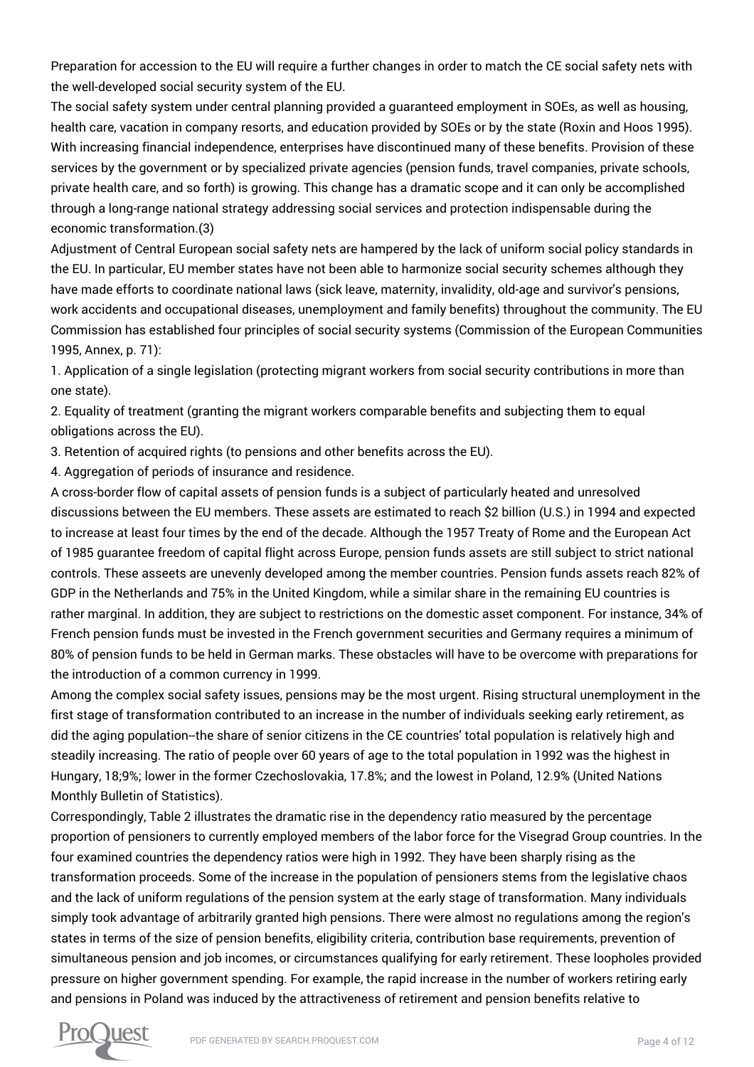Preparation for accession to the EU will require a further changes in order to match the CE social safety nets with the well-developed social security system of the EU.

The social safety system under central planning provided a guaranteed employment in SOEs, as well as housing, health care, vacation in company resorts, and education provided by SOEs or by the state (Roxin and Hoos 1995). With increasing financial independence, enterprises have discontinued many of these benefits. Provision of these services by the government or by specialized private agencies (pension funds, travel companies, private schools, private health care, and so forth) is growing. This change has a dramatic scope and it can only be accomplished through a long-range national strategy addressing social services and protection indispensable during the economic transformation.(3)

Adjustment of Central European social safety nets are hampered by the lack of uniform social policy standards in the EU. In particular, EU member states have not been able to harmonize social security schemes although they have made efforts to coordinate national laws (sick leave, maternity, invalidity, old-age and survivor's pensions, work accidents and occupational diseases, unemployment and family benefits) throughout the community. The EU Commission has established four principles of social security systems (Commission of the European Communities 1995, Annex, p. 71):

1. Application of a single legislation (protecting migrant workers from social security contributions in more than one state).
2. Equality of treatment (granting the migrant workers comparable benefits and subjecting them to equal obligations across the EU).
3. Retention of acquired rights (to pensions and other benefits across the EU).
4. Aggregation of periods of insurance and residence.

A cross-border flow of capital assets of pension funds is a subject of particularly heated and unresolved discussions between the EU members. These assets are estimated to reach $2 billion (U.S.) in 1994 and expected to increase at least four times by the end of the decade. Although the 1957 Treaty of Rome and the European Act of 1985 guarantee freedom of capital flight across Europe, pension funds assets are still subject to strict national controls. These asseets are unevenly developed among the member countries. Pension funds assets reach 82% of GDP in the Netherlands and 75% in the United Kingdom, while a similar share in the remaining EU countries is rather marginal. In addition, they are subject to restrictions on the domestic asset component. For instance, 34% of French pension funds must be invested in the French government securities and Germany requires a minimum of 80% of pension funds to be held in German marks. These obstacles will have to be overcome with preparations for the introduction of a common currency in 1999.

Among the complex social safety issues, pensions may be the most urgent. Rising structural unemployment in the first stage of transformation contributed to an increase in the number of individuals seeking early retirement, as did the aging population--the share of senior citizens in the CE countries' total population is relatively high and steadily increasing. The ratio of people over 60 years of age to the total population in 1992 was the highest in Hungary, 18;9%; lower in the former Czechoslovakia, 17.8%; and the lowest in Poland, 12.9% (United Nations Monthly Bulletin of Statistics).

Correspondingly, Table 2 illustrates the dramatic rise in the dependency ratio measured by the percentage proportion of pensioners to currently employed members of the labor force for the Visegrad Group countries. In the four examined countries the dependency ratios were high in 1992. They have been sharply rising as the transformation proceeds. Some of the increase in the population of pensioners stems from the legislative chaos and the lack of uniform regulations of the pension system at the early stage of transformation. Many individuals simply took advantage of arbitrarily granted high pensions. There were almost no regulations among the region's states in terms of the size of pension benefits, eligibility criteria, contribution base requirements, prevention of simultaneous pension and job incomes, or circumstances qualifying for early retirement. These loopholes provided pressure on higher government spending. For example, the rapid increase in the number of workers retiring early and pensions in Poland was induced by the attractiveness of retirement and pension benefits relative to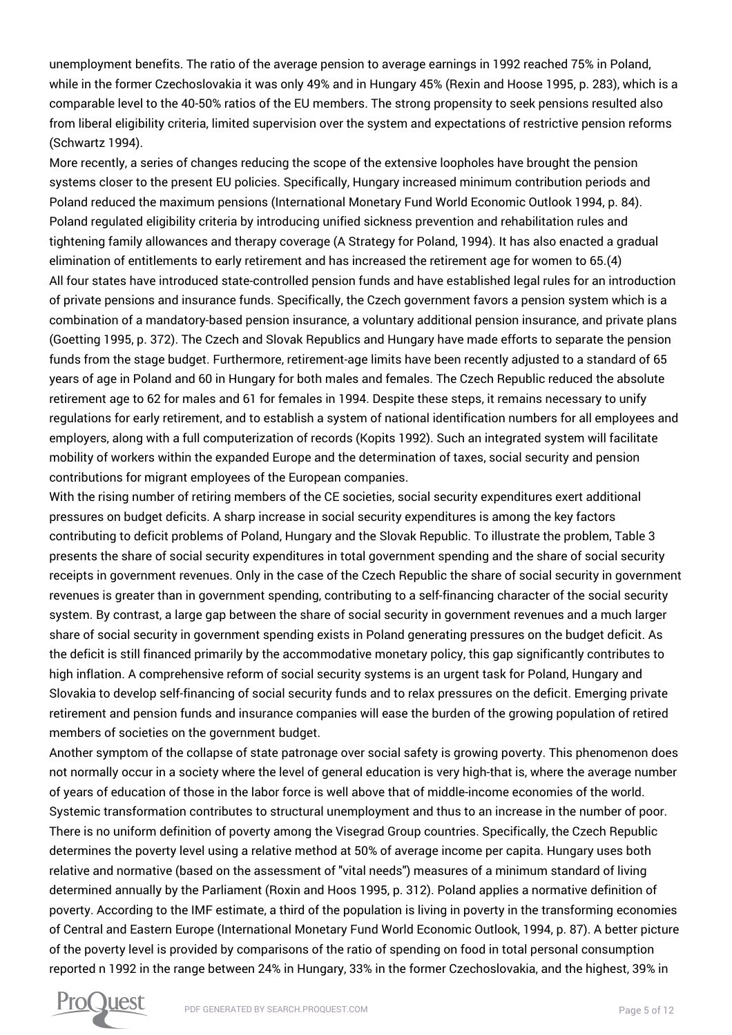unemployment benefits. The ratio of the average pension to average earnings in 1992 reached 75% in Poland, while in the former Czechoslovakia it was only 49% and in Hungary 45% (Rexin and Hoose 1995, p. 283), which is a comparable level to the 40-50% ratios of the EU members. The strong propensity to seek pensions resulted also from liberal eligibility criteria, limited supervision over the system and expectations of restrictive pension reforms (Schwartz 1994).

More recently, a series of changes reducing the scope of the extensive loopholes have brought the pension systems closer to the present EU policies. Specifically, Hungary increased minimum contribution periods and Poland reduced the maximum pensions (International Monetary Fund World Economic Outlook 1994, p. 84). Poland regulated eligibility criteria by introducing unified sickness prevention and rehabilitation rules and tightening family allowances and therapy coverage (A Strategy for Poland, 1994). It has also enacted a gradual elimination of entitlements to early retirement and has increased the retirement age for women to 65.(4)

All four states have introduced state-controlled pension funds and have established legal rules for an introduction of private pensions and insurance funds. Specifically, the Czech government favors a pension system which is a combination of a mandatory-based pension insurance, a voluntary additional pension insurance, and private plans (Goetting 1995, p. 372). The Czech and Slovak Republics and Hungary have made efforts to separate the pension funds from the stage budget. Furthermore, retirement-age limits have been recently adjusted to a standard of 65 years of age in Poland and 60 in Hungary for both males and females. The Czech Republic reduced the absolute retirement age to 62 for males and 61 for females in 1994. Despite these steps, it remains necessary to unify regulations for early retirement, and to establish a system of national identification numbers for all employees and employers, along with a full computerization of records (Kopits 1992). Such an integrated system will facilitate mobility of workers within the expanded Europe and the determination of taxes, social security and pension contributions for migrant employees of the European companies.

With the rising number of retiring members of the CE societies, social security expenditures exert additional pressures on budget deficits. A sharp increase in social security expenditures is among the key factors contributing to deficit problems of Poland, Hungary and the Slovak Republic. To illustrate the problem, Table 3 presents the share of social security expenditures in total government spending and the share of social security receipts in government revenues. Only in the case of the Czech Republic the share of social security in government revenues is greater than in government spending, contributing to a self-financing character of the social security system. By contrast, a large gap between the share of social security in government revenues and a much larger share of social security in government spending exists in Poland generating pressures on the budget deficit. As the deficit is still financed primarily by the accommodative monetary policy, this gap significantly contributes to high inflation. A comprehensive reform of social security systems is an urgent task for Poland, Hungary and Slovakia to develop self-financing of social security funds and to relax pressures on the deficit. Emerging private retirement and pension funds and insurance companies will ease the burden of the growing population of retired members of societies on the government budget.

Another symptom of the collapse of state patronage over social safety is growing poverty. This phenomenon does not normally occur in a society where the level of general education is very high-that is, where the average number of years of education of those in the labor force is well above that of middle-income economies of the world. Systemic transformation contributes to structural unemployment and thus to an increase in the number of poor. There is no uniform definition of poverty among the Visegrad Group countries. Specifically, the Czech Republic determines the poverty level using a relative method at 50% of average income per capita. Hungary uses both relative and normative (based on the assessment of "vital needs") measures of a minimum standard of living determined annually by the Parliament (Roxin and Hoos 1995, p. 312). Poland applies a normative definition of poverty. According to the IMF estimate, a third of the population is living in poverty in the transforming economies of Central and Eastern Europe (International Monetary Fund World Economic Outlook, 1994, p. 87). A better picture of the poverty level is provided by comparisons of the ratio of spending on food in total personal consumption reported n 1992 in the range between 24% in Hungary, 33% in the former Czechoslovakia, and the highest, 39% in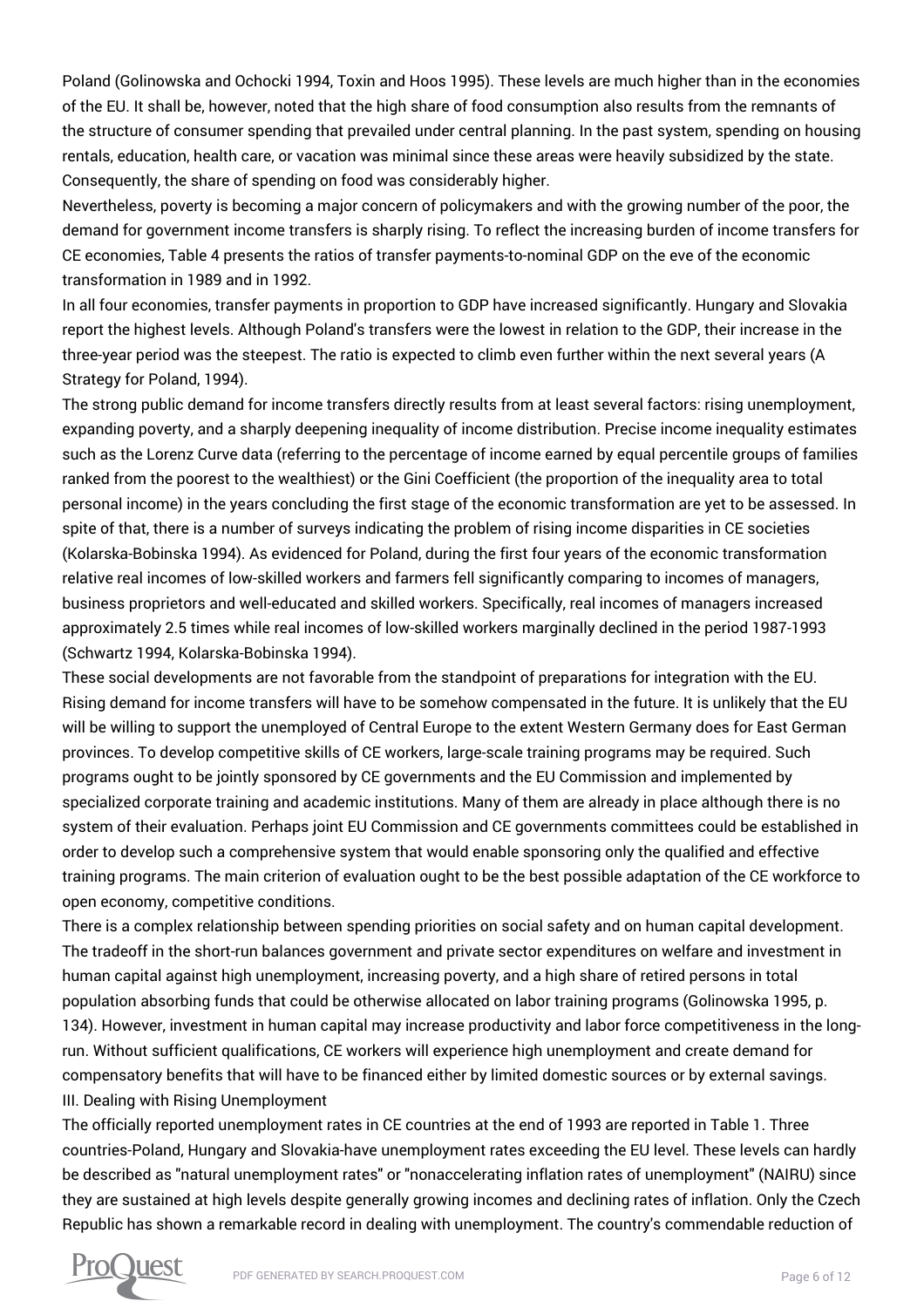Poland (Golinowska and Ochocki 1994, Toxin and Hoos 1995). These levels are much higher than in the economies of the EU. It shall be, however, noted that the high share of food consumption also results from the remnants of the structure of consumer spending that prevailed under central planning. In the past system, spending on housing rentals, education, health care, or vacation was minimal since these areas were heavily subsidized by the state. Consequently, the share of spending on food was considerably higher.

Nevertheless, poverty is becoming a major concern of policymakers and with the growing number of the poor, the demand for government income transfers is sharply rising. To reflect the increasing burden of income transfers for CE economies, Table 4 presents the ratios of transfer payments-to-nominal GDP on the eve of the economic transformation in 1989 and in 1992.

In all four economies, transfer payments in proportion to GDP have increased significantly. Hungary and Slovakia report the highest levels. Although Poland's transfers were the lowest in relation to the GDP, their increase in the three-year period was the steepest. The ratio is expected to climb even further within the next several years (A Strategy for Poland, 1994).

The strong public demand for income transfers directly results from at least several factors: rising unemployment, expanding poverty, and a sharply deepening inequality of income distribution. Precise income inequality estimates such as the Lorenz Curve data (referring to the percentage of income earned by equal percentile groups of families ranked from the poorest to the wealthiest) or the Gini Coefficient (the proportion of the inequality area to total personal income) in the years concluding the first stage of the economic transformation are yet to be assessed. In spite of that, there is a number of surveys indicating the problem of rising income disparities in CE societies (Kolarska-Bobinska 1994). As evidenced for Poland, during the first four years of the economic transformation relative real incomes of low-skilled workers and farmers fell significantly comparing to incomes of managers, business proprietors and well-educated and skilled workers. Specifically, real incomes of managers increased approximately 2.5 times while real incomes of low-skilled workers marginally declined in the period 1987-1993 (Schwartz 1994, Kolarska-Bobinska 1994).

These social developments are not favorable from the standpoint of preparations for integration with the EU. Rising demand for income transfers will have to be somehow compensated in the future. It is unlikely that the EU will be willing to support the unemployed of Central Europe to the extent Western Germany does for East German provinces. To develop competitive skills of CE workers, large-scale training programs may be required. Such programs ought to be jointly sponsored by CE governments and the EU Commission and implemented by specialized corporate training and academic institutions. Many of them are already in place although there is no system of their evaluation. Perhaps joint EU Commission and CE governments committees could be established in order to develop such a comprehensive system that would enable sponsoring only the qualified and effective training programs. The main criterion of evaluation ought to be the best possible adaptation of the CE workforce to open economy, competitive conditions.

There is a complex relationship between spending priorities on social safety and on human capital development. The tradeoff in the short-run balances government and private sector expenditures on welfare and investment in human capital against high unemployment, increasing poverty, and a high share of retired persons in total population absorbing funds that could be otherwise allocated on labor training programs (Golinowska 1995, p. 134). However, investment in human capital may increase productivity and labor force competitiveness in the long-run. Without sufficient qualifications, CE workers will experience high unemployment and create demand for compensatory benefits that will have to be financed either by limited domestic sources or by external savings.

## III. Dealing with Rising Unemployment

The officially reported unemployment rates in CE countries at the end of 1993 are reported in Table 1. Three countries-Poland, Hungary and Slovakia-have unemployment rates exceeding the EU level. These levels can hardly be described as "natural unemployment rates" or "nonaccelerating inflation rates of unemployment" (NAIRU) since they are sustained at high levels despite generally growing incomes and declining rates of inflation. Only the Czech Republic has shown a remarkable record in dealing with unemployment. The country's commendable reduction of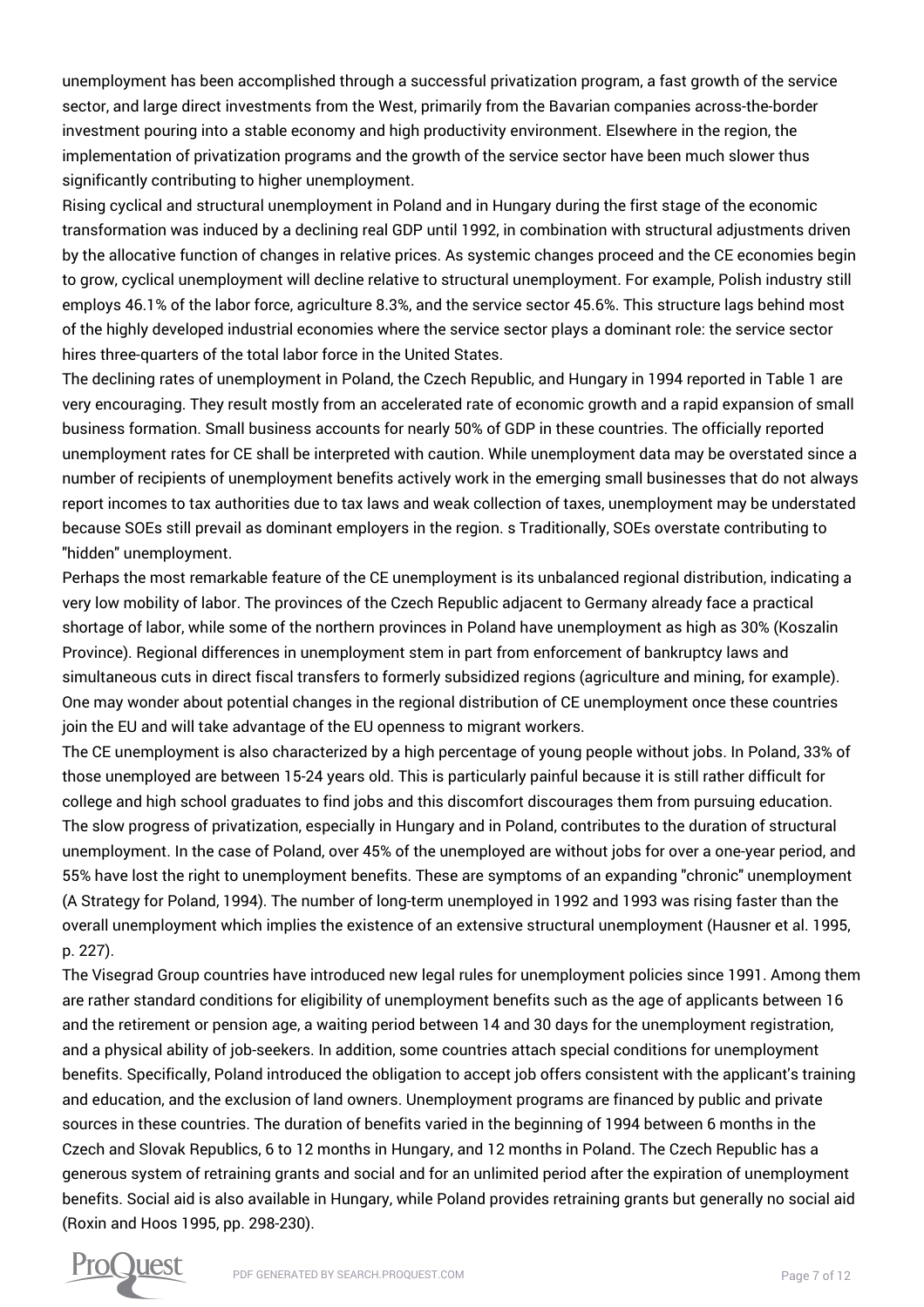unemployment has been accomplished through a successful privatization program, a fast growth of the service sector, and large direct investments from the West, primarily from the Bavarian companies across-the-border investment pouring into a stable economy and high productivity environment. Elsewhere in the region, the implementation of privatization programs and the growth of the service sector have been much slower thus significantly contributing to higher unemployment.

Rising cyclical and structural unemployment in Poland and in Hungary during the first stage of the economic transformation was induced by a declining real GDP until 1992, in combination with structural adjustments driven by the allocative function of changes in relative prices. As systemic changes proceed and the CE economies begin to grow, cyclical unemployment will decline relative to structural unemployment. For example, Polish industry still employs 46.1% of the labor force, agriculture 8.3%, and the service sector 45.6%. This structure lags behind most of the highly developed industrial economies where the service sector plays a dominant role: the service sector hires three-quarters of the total labor force in the United States.

The declining rates of unemployment in Poland, the Czech Republic, and Hungary in 1994 reported in Table 1 are very encouraging. They result mostly from an accelerated rate of economic growth and a rapid expansion of small business formation. Small business accounts for nearly 50% of GDP in these countries. The officially reported unemployment rates for CE shall be interpreted with caution. While unemployment data may be overstated since a number of recipients of unemployment benefits actively work in the emerging small businesses that do not always report incomes to tax authorities due to tax laws and weak collection of taxes, unemployment may be understated because SOEs still prevail as dominant employers in the region. s Traditionally, SOEs overstate contributing to "hidden" unemployment.

Perhaps the most remarkable feature of the CE unemployment is its unbalanced regional distribution, indicating a very low mobility of labor. The provinces of the Czech Republic adjacent to Germany already face a practical shortage of labor, while some of the northern provinces in Poland have unemployment as high as 30% (Koszalin Province). Regional differences in unemployment stem in part from enforcement of bankruptcy laws and simultaneous cuts in direct fiscal transfers to formerly subsidized regions (agriculture and mining, for example). One may wonder about potential changes in the regional distribution of CE unemployment once these countries join the EU and will take advantage of the EU openness to migrant workers.

The CE unemployment is also characterized by a high percentage of young people without jobs. In Poland, 33% of those unemployed are between 15-24 years old. This is particularly painful because it is still rather difficult for college and high school graduates to find jobs and this discomfort discourages them from pursuing education.

The slow progress of privatization, especially in Hungary and in Poland, contributes to the duration of structural unemployment. In the case of Poland, over 45% of the unemployed are without jobs for over a one-year period, and 55% have lost the right to unemployment benefits. These are symptoms of an expanding "chronic" unemployment (A Strategy for Poland, 1994). The number of long-term unemployed in 1992 and 1993 was rising faster than the overall unemployment which implies the existence of an extensive structural unemployment (Hausner et al. 1995, p. 227).

The Visegrad Group countries have introduced new legal rules for unemployment policies since 1991. Among them are rather standard conditions for eligibility of unemployment benefits such as the age of applicants between 16 and the retirement or pension age, a waiting period between 14 and 30 days for the unemployment registration, and a physical ability of job-seekers. In addition, some countries attach special conditions for unemployment benefits. Specifically, Poland introduced the obligation to accept job offers consistent with the applicant's training and education, and the exclusion of land owners. Unemployment programs are financed by public and private sources in these countries. The duration of benefits varied in the beginning of 1994 between 6 months in the Czech and Slovak Republics, 6 to 12 months in Hungary, and 12 months in Poland. The Czech Republic has a generous system of retraining grants and social and for an unlimited period after the expiration of unemployment benefits. Social aid is also available in Hungary, while Poland provides retraining grants but generally no social aid (Roxin and Hoos 1995, pp. 298-230).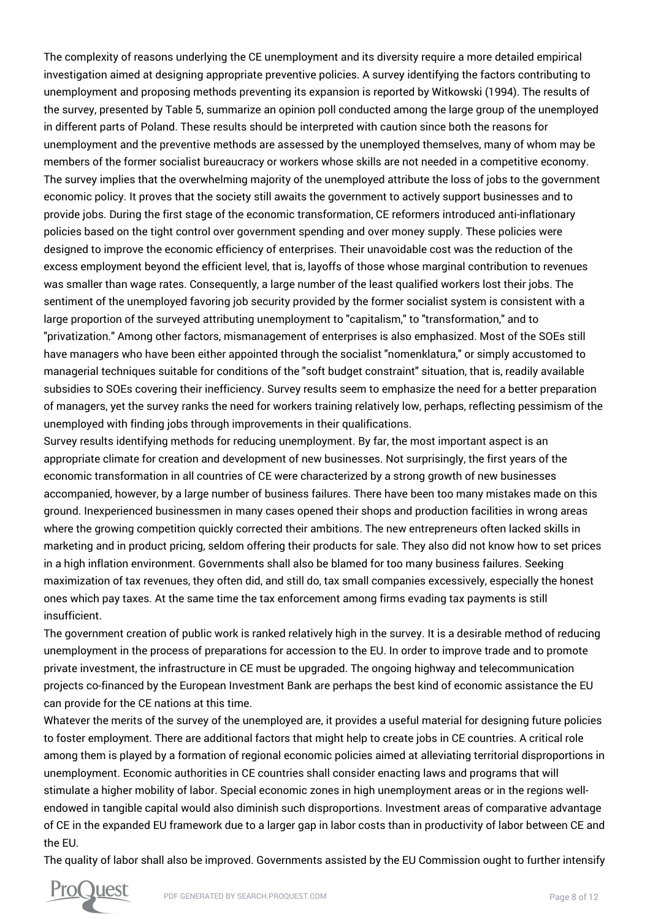The complexity of reasons underlying the CE unemployment and its diversity require a more detailed empirical investigation aimed at designing appropriate preventive policies. A survey identifying the factors contributing to unemployment and proposing methods preventing its expansion is reported by Witkowski (1994). The results of the survey, presented by Table 5, summarize an opinion poll conducted among the large group of the unemployed in different parts of Poland. These results should be interpreted with caution since both the reasons for unemployment and the preventive methods are assessed by the unemployed themselves, many of whom may be members of the former socialist bureaucracy or workers whose skills are not needed in a competitive economy. The survey implies that the overwhelming majority of the unemployed attribute the loss of jobs to the government economic policy. It proves that the society still awaits the government to actively support businesses and to provide jobs. During the first stage of the economic transformation, CE reformers introduced anti-inflationary policies based on the tight control over government spending and over money supply. These policies were designed to improve the economic efficiency of enterprises. Their unavoidable cost was the reduction of the excess employment beyond the efficient level, that is, layoffs of those whose marginal contribution to revenues was smaller than wage rates. Consequently, a large number of the least qualified workers lost their jobs. The sentiment of the unemployed favoring job security provided by the former socialist system is consistent with a large proportion of the surveyed attributing unemployment to "capitalism," to "transformation," and to "privatization." Among other factors, mismanagement of enterprises is also emphasized. Most of the SOEs still have managers who have been either appointed through the socialist "nomenklatura," or simply accustomed to managerial techniques suitable for conditions of the "soft budget constraint" situation, that is, readily available subsidies to SOEs covering their inefficiency. Survey results seem to emphasize the need for a better preparation of managers, yet the survey ranks the need for workers training relatively low, perhaps, reflecting pessimism of the unemployed with finding jobs through improvements in their qualifications.

Survey results identifying methods for reducing unemployment. By far, the most important aspect is an appropriate climate for creation and development of new businesses. Not surprisingly, the first years of the economic transformation in all countries of CE were characterized by a strong growth of new businesses accompanied, however, by a large number of business failures. There have been too many mistakes made on this ground. Inexperienced businessmen in many cases opened their shops and production facilities in wrong areas where the growing competition quickly corrected their ambitions. The new entrepreneurs often lacked skills in marketing and in product pricing, seldom offering their products for sale. They also did not know how to set prices in a high inflation environment. Governments shall also be blamed for too many business failures. Seeking maximization of tax revenues, they often did, and still do, tax small companies excessively, especially the honest ones which pay taxes. At the same time the tax enforcement among firms evading tax payments is still insufficient.

The government creation of public work is ranked relatively high in the survey. It is a desirable method of reducing unemployment in the process of preparations for accession to the EU. In order to improve trade and to promote private investment, the infrastructure in CE must be upgraded. The ongoing highway and telecommunication projects co-financed by the European Investment Bank are perhaps the best kind of economic assistance the EU can provide for the CE nations at this time.

Whatever the merits of the survey of the unemployed are, it provides a useful material for designing future policies to foster employment. There are additional factors that might help to create jobs in CE countries. A critical role among them is played by a formation of regional economic policies aimed at alleviating territorial disproportions in unemployment. Economic authorities in CE countries shall consider enacting laws and programs that will stimulate a higher mobility of labor. Special economic zones in high unemployment areas or in the regions well-endowed in tangible capital would also diminish such disproportions. Investment areas of comparative advantage of CE in the expanded EU framework due to a larger gap in labor costs than in productivity of labor between CE and the EU.

The quality of labor shall also be improved. Governments assisted by the EU Commission ought to further intensify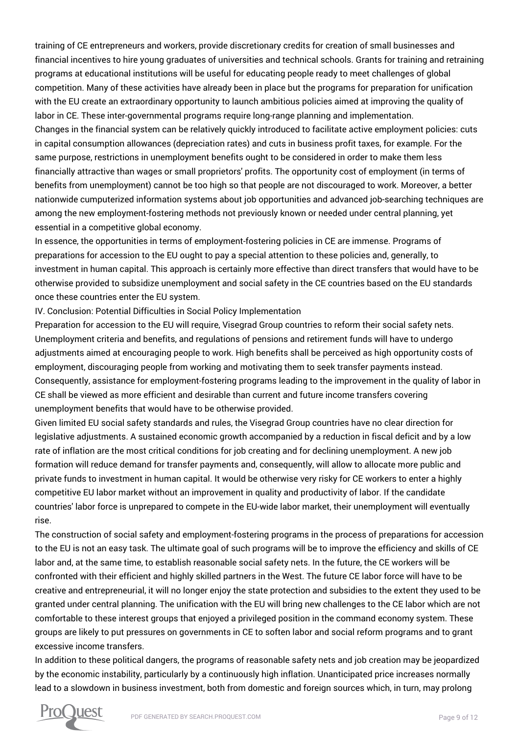training of CE entrepreneurs and workers, provide discretionary credits for creation of small businesses and financial incentives to hire young graduates of universities and technical schools. Grants for training and retraining programs at educational institutions will be useful for educating people ready to meet challenges of global competition. Many of these activities have already been in place but the programs for preparation for unification with the EU create an extraordinary opportunity to launch ambitious policies aimed at improving the quality of labor in CE. These inter-governmental programs require long-range planning and implementation.

Changes in the financial system can be relatively quickly introduced to facilitate active employment policies: cuts in capital consumption allowances (depreciation rates) and cuts in business profit taxes, for example. For the same purpose, restrictions in unemployment benefits ought to be considered in order to make them less financially attractive than wages or small proprietors' profits. The opportunity cost of employment (in terms of benefits from unemployment) cannot be too high so that people are not discouraged to work. Moreover, a better nationwide cumputerized information systems about job opportunities and advanced job-searching techniques are among the new employment-fostering methods not previously known or needed under central planning, yet essential in a competitive global economy.

In essence, the opportunities in terms of employment-fostering policies in CE are immense. Programs of preparations for accession to the EU ought to pay a special attention to these policies and, generally, to investment in human capital. This approach is certainly more effective than direct transfers that would have to be otherwise provided to subsidize unemployment and social safety in the CE countries based on the EU standards once these countries enter the EU system.

## IV. Conclusion: Potential Difficulties in Social Policy Implementation

Preparation for accession to the EU will require, Visegrad Group countries to reform their social safety nets. Unemployment criteria and benefits, and regulations of pensions and retirement funds will have to undergo adjustments aimed at encouraging people to work. High benefits shall be perceived as high opportunity costs of employment, discouraging people from working and motivating them to seek transfer payments instead. Consequently, assistance for employment-fostering programs leading to the improvement in the quality of labor in CE shall be viewed as more efficient and desirable than current and future income transfers covering unemployment benefits that would have to be otherwise provided.

Given limited EU social safety standards and rules, the Visegrad Group countries have no clear direction for legislative adjustments. A sustained economic growth accompanied by a reduction in fiscal deficit and by a low rate of inflation are the most critical conditions for job creating and for declining unemployment. A new job formation will reduce demand for transfer payments and, consequently, will allow to allocate more public and private funds to investment in human capital. It would be otherwise very risky for CE workers to enter a highly competitive EU labor market without an improvement in quality and productivity of labor. If the candidate countries' labor force is unprepared to compete in the EU-wide labor market, their unemployment will eventually rise.

The construction of social safety and employment-fostering programs in the process of preparations for accession to the EU is not an easy task. The ultimate goal of such programs will be to improve the efficiency and skills of CE labor and, at the same time, to establish reasonable social safety nets. In the future, the CE workers will be confronted with their efficient and highly skilled partners in the West. The future CE labor force will have to be creative and entrepreneurial, it will no longer enjoy the state protection and subsidies to the extent they used to be granted under central planning. The unification with the EU will bring new challenges to the CE labor which are not comfortable to these interest groups that enjoyed a privileged position in the command economy system. These groups are likely to put pressures on governments in CE to soften labor and social reform programs and to grant excessive income transfers.

In addition to these political dangers, the programs of reasonable safety nets and job creation may be jeopardized by the economic instability, particularly by a continuously high inflation. Unanticipated price increases normally lead to a slowdown in business investment, both from domestic and foreign sources which, in turn, may prolong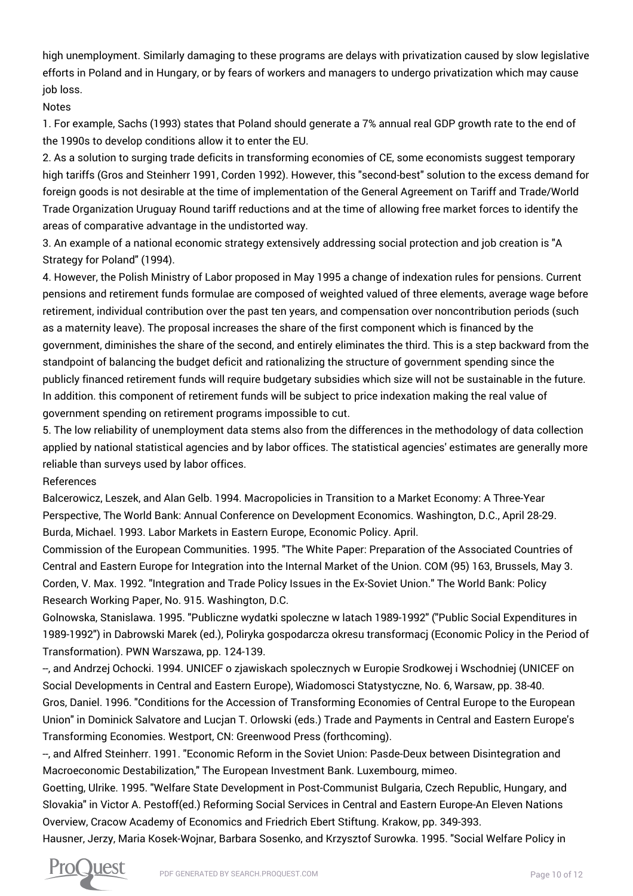high unemployment. Similarly damaging to these programs are delays with privatization caused by slow legislative efforts in Poland and in Hungary, or by fears of workers and managers to undergo privatization which may cause job loss.

Notes

1. For example, Sachs (1993) states that Poland should generate a 7% annual real GDP growth rate to the end of the 1990s to develop conditions allow it to enter the EU.

2. As a solution to surging trade deficits in transforming economies of CE, some economists suggest temporary high tariffs (Gros and Steinherr 1991, Corden 1992). However, this "second-best" solution to the excess demand for foreign goods is not desirable at the time of implementation of the General Agreement on Tariff and Trade/World Trade Organization Uruguay Round tariff reductions and at the time of allowing free market forces to identify the areas of comparative advantage in the undistorted way.

3. An example of a national economic strategy extensively addressing social protection and job creation is "A Strategy for Poland" (1994).

4. However, the Polish Ministry of Labor proposed in May 1995 a change of indexation rules for pensions. Current pensions and retirement funds formulae are composed of weighted valued of three elements, average wage before retirement, individual contribution over the past ten years, and compensation over noncontribution periods (such as a maternity leave). The proposal increases the share of the first component which is financed by the government, diminishes the share of the second, and entirely eliminates the third. This is a step backward from the standpoint of balancing the budget deficit and rationalizing the structure of government spending since the publicly financed retirement funds will require budgetary subsidies which size will not be sustainable in the future. In addition. this component of retirement funds will be subject to price indexation making the real value of government spending on retirement programs impossible to cut.

5. The low reliability of unemployment data stems also from the differences in the methodology of data collection applied by national statistical agencies and by labor offices. The statistical agencies' estimates are generally more reliable than surveys used by labor offices.

References

Balcerowicz, Leszek, and Alan Gelb. 1994. Macropolicies in Transition to a Market Economy: A Three-Year Perspective, The World Bank: Annual Conference on Development Economics. Washington, D.C., April 28-29.

Burda, Michael. 1993. Labor Markets in Eastern Europe, Economic Policy. April.

Commission of the European Communities. 1995. "The White Paper: Preparation of the Associated Countries of Central and Eastern Europe for Integration into the Internal Market of the Union. COM (95) 163, Brussels, May 3.

Corden, V. Max. 1992. "Integration and Trade Policy Issues in the Ex-Soviet Union." The World Bank: Policy Research Working Paper, No. 915. Washington, D.C.

Golnowska, Stanislawa. 1995. "Publiczne wydatki spoleczne w latach 1989-1992" ("Public Social Expenditures in 1989-1992") in Dabrowski Marek (ed.), Poliryka gospodarcza okresu transformacj (Economic Policy in the Period of Transformation). PWN Warszawa, pp. 124-139.

--, and Andrzej Ochocki. 1994. UNICEF o zjawiskach spolecznych w Europie Srodkowej i Wschodniej (UNICEF on Social Developments in Central and Eastern Europe), Wiadomosci Statystyczne, No. 6, Warsaw, pp. 38-40.

Gros, Daniel. 1996. "Conditions for the Accession of Transforming Economies of Central Europe to the European Union" in Dominick Salvatore and Lucjan T. Orlowski (eds.) Trade and Payments in Central and Eastern Europe's Transforming Economies. Westport, CN: Greenwood Press (forthcoming).

--, and Alfred Steinherr. 1991. "Economic Reform in the Soviet Union: Pasde-Deux between Disintegration and Macroeconomic Destabilization," The European Investment Bank. Luxembourg, mimeo.

Goetting, Ulrike. 1995. "Welfare State Development in Post-Communist Bulgaria, Czech Republic, Hungary, and Slovakia" in Victor A. Pestoff(ed.) Reforming Social Services in Central and Eastern Europe-An Eleven Nations Overview, Cracow Academy of Economics and Friedrich Ebert Stiftung. Krakow, pp. 349-393.

Hausner, Jerzy, Maria Kosek-Wojnar, Barbara Sosenko, and Krzysztof Surowka. 1995. "Social Welfare Policy in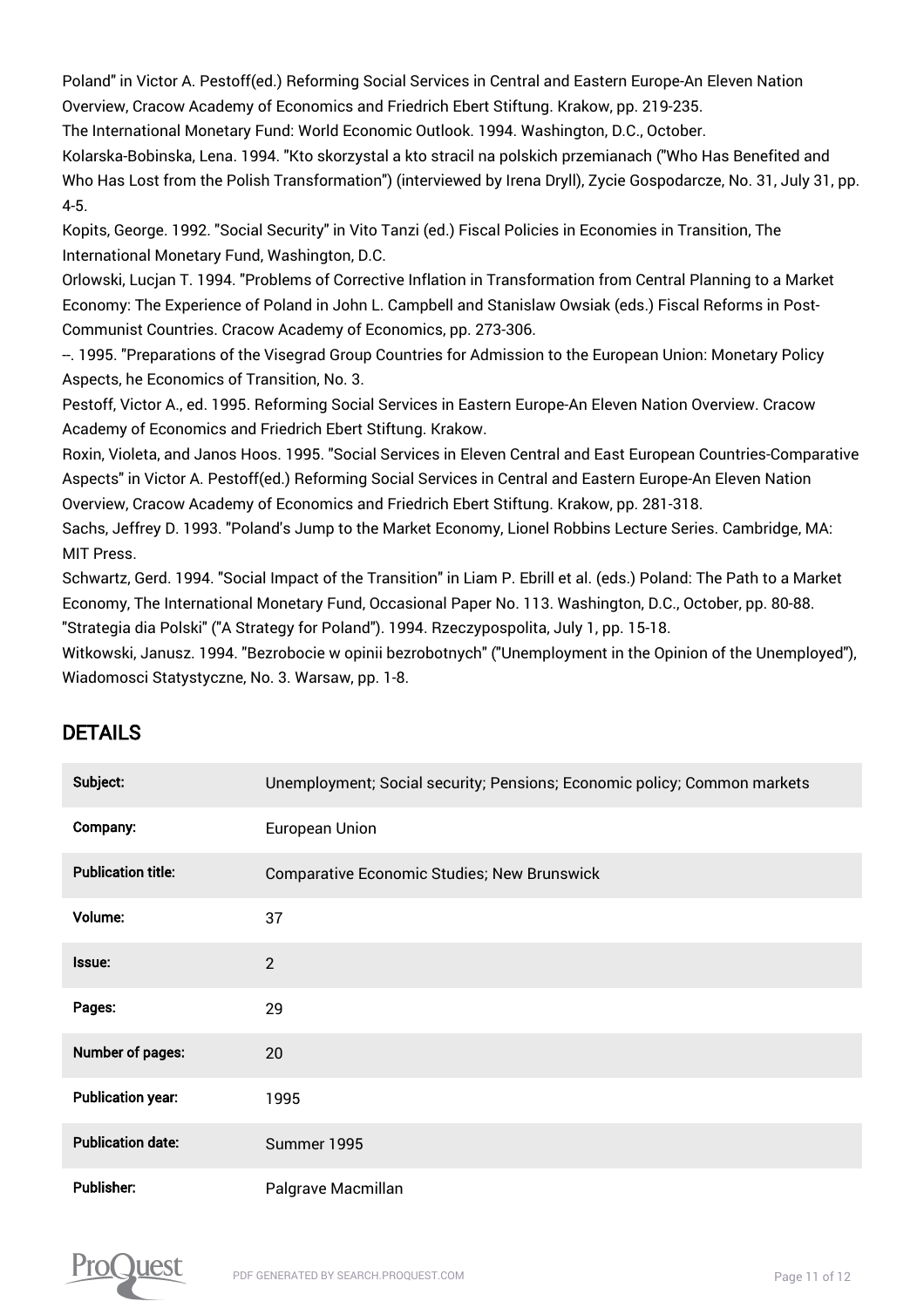Poland" in Victor A. Pestoff(ed.) Reforming Social Services in Central and Eastern Europe-An Eleven Nation Overview, Cracow Academy of Economics and Friedrich Ebert Stiftung. Krakow, pp. 219-235.

The International Monetary Fund: World Economic Outlook. 1994. Washington, D.C., October.

Kolarska-Bobinska, Lena. 1994. "Kto skorzystal a kto stracil na polskich przemianach ("Who Has Benefited and Who Has Lost from the Polish Transformation") (interviewed by Irena Dryll), Zycie Gospodarcze, No. 31, July 31, pp. 4-5.

Kopits, George. 1992. "Social Security" in Vito Tanzi (ed.) Fiscal Policies in Economies in Transition, The International Monetary Fund, Washington, D.C.

Orlowski, Lucjan T. 1994. "Problems of Corrective Inflation in Transformation from Central Planning to a Market Economy: The Experience of Poland in John L. Campbell and Stanislaw Owsiak (eds.) Fiscal Reforms in Post-Communist Countries. Cracow Academy of Economics, pp. 273-306.

--. 1995. "Preparations of the Visegrad Group Countries for Admission to the European Union: Monetary Policy Aspects, he Economics of Transition, No. 3.

Pestoff, Victor A., ed. 1995. Reforming Social Services in Eastern Europe-An Eleven Nation Overview. Cracow Academy of Economics and Friedrich Ebert Stiftung. Krakow.

Roxin, Violeta, and Janos Hoos. 1995. "Social Services in Eleven Central and East European Countries-Comparative Aspects" in Victor A. Pestoff(ed.) Reforming Social Services in Central and Eastern Europe-An Eleven Nation Overview, Cracow Academy of Economics and Friedrich Ebert Stiftung. Krakow, pp. 281-318.

Sachs, Jeffrey D. 1993. "Poland's Jump to the Market Economy, Lionel Robbins Lecture Series. Cambridge, MA: MIT Press.

Schwartz, Gerd. 1994. "Social Impact of the Transition" in Liam P. Ebrill et al. (eds.) Poland: The Path to a Market Economy, The International Monetary Fund, Occasional Paper No. 113. Washington, D.C., October, pp. 80-88.

"Strategia dia Polski" ("A Strategy for Poland"). 1994. Rzeczypospolita, July 1, pp. 15-18.

Witkowski, Janusz. 1994. "Bezrobocie w opinii bezrobotnych" ("Unemployment in the Opinion of the Unemployed"), Wiadomosci Statystyczne, No. 3. Warsaw, pp. 1-8.

## DETAILS

| | |
|---|---|
| **Subject:** | Unemployment; Social security; Pensions; Economic policy; Common markets |
| **Company:** | European Union |
| **Publication title:** | Comparative Economic Studies; New Brunswick |
| **Volume:** | 37 |
| **Issue:** | 2 |
| **Pages:** | 29 |
| **Number of pages:** | 20 |
| **Publication year:** | 1995 |
| **Publication date:** | Summer 1995 |
| **Publisher:** | Palgrave Macmillan |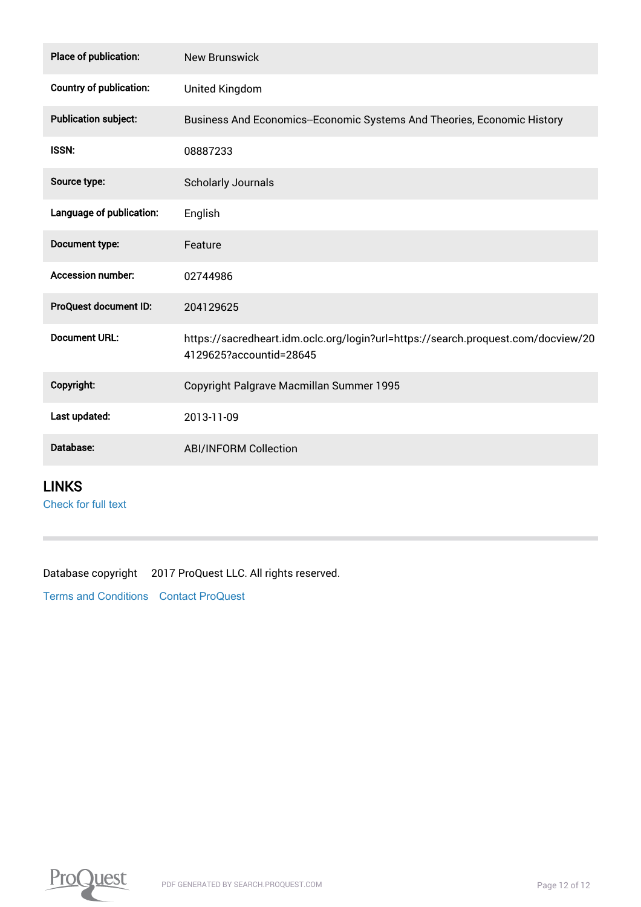| | |
|---|---|
| **Place of publication:** | New Brunswick |
| **Country of publication:** | United Kingdom |
| **Publication subject:** | Business And Economics--Economic Systems And Theories, Economic History |
| **ISSN:** | 08887233 |
| **Source type:** | Scholarly Journals |
| **Language of publication:** | English |
| **Document type:** | Feature |
| **Accession number:** | 02744986 |
| **ProQuest document ID:** | 204129625 |
| **Document URL:** | https://sacredheart.idm.oclc.org/login?url=https://search.proquest.com/docview/204129625?accountid=28645 |
| **Copyright:** | Copyright Palgrave Macmillan Summer 1995 |
| **Last updated:** | 2013-11-09 |
| **Database:** | ABI/INFORM Collection |

## LINKS

Check for full text

Database copyright 2017 ProQuest LLC. All rights reserved.

Terms and Conditions Contact ProQuest